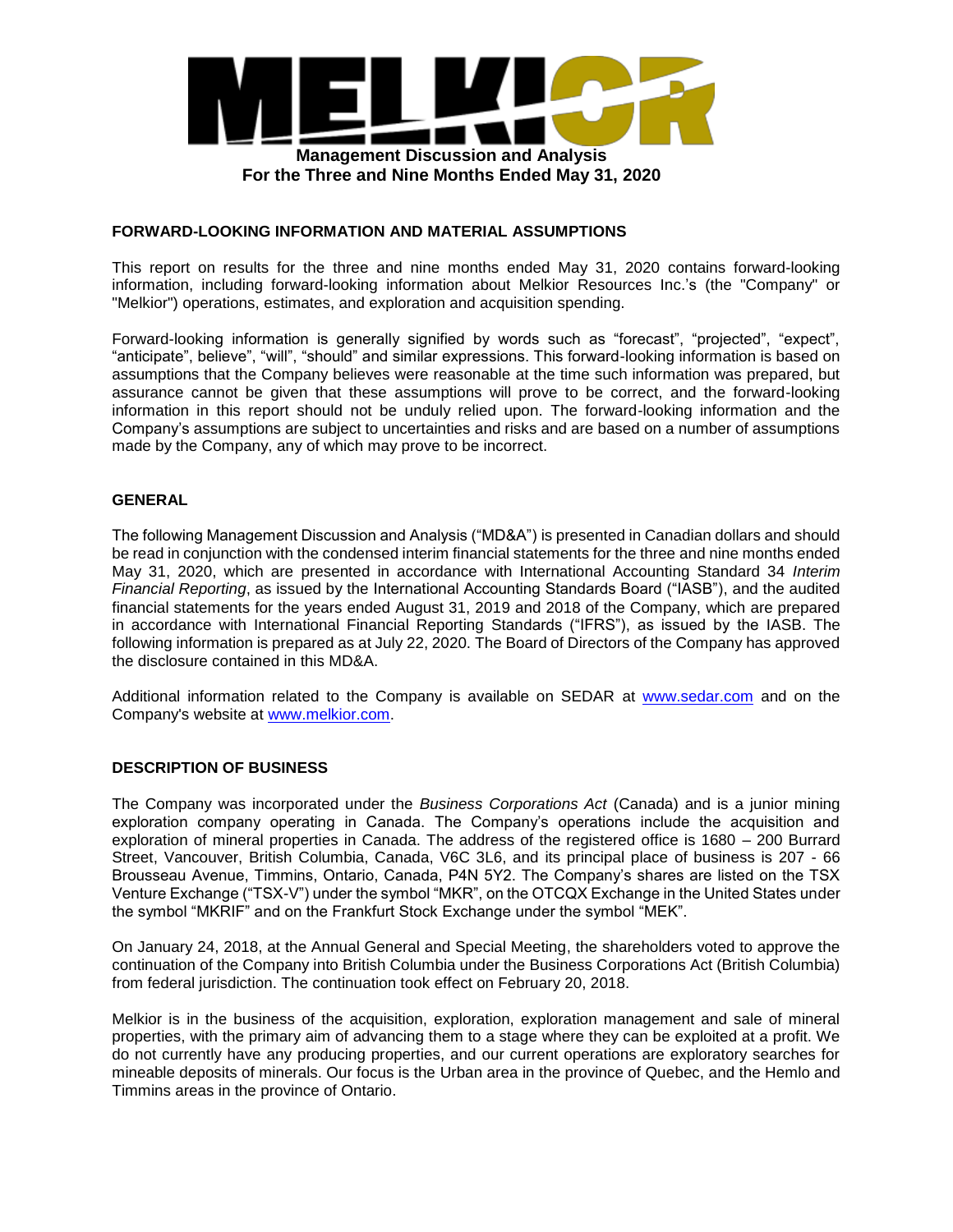**MELKIOR**

# Management Discussion and Analysis
## For the Three and Nine Months Ended May 31, 2020

### FORWARD-LOOKING INFORMATION AND MATERIAL ASSUMPTIONS

This report on results for the three and nine months ended May 31, 2020 contains forward-looking information, including forward-looking information about Melkior Resources Inc.'s (the "Company" or "Melkior") operations, estimates, and exploration and acquisition spending.

Forward-looking information is generally signified by words such as "forecast", "projected", "expect", "anticipate", believe", "will", "should" and similar expressions. This forward-looking information is based on assumptions that the Company believes were reasonable at the time such information was prepared, but assurance cannot be given that these assumptions will prove to be correct, and the forward-looking information in this report should not be unduly relied upon. The forward-looking information and the Company's assumptions are subject to uncertainties and risks and are based on a number of assumptions made by the Company, any of which may prove to be incorrect.

### GENERAL

The following Management Discussion and Analysis ("MD&A") is presented in Canadian dollars and should be read in conjunction with the condensed interim financial statements for the three and nine months ended May 31, 2020, which are presented in accordance with International Accounting Standard 34 *Interim Financial Reporting*, as issued by the International Accounting Standards Board ("IASB"), and the audited financial statements for the years ended August 31, 2019 and 2018 of the Company, which are prepared in accordance with International Financial Reporting Standards ("IFRS"), as issued by the IASB. The following information is prepared as at July 22, 2020. The Board of Directors of the Company has approved the disclosure contained in this MD&A.

Additional information related to the Company is available on SEDAR at www.sedar.com and on the Company's website at www.melkior.com.

### DESCRIPTION OF BUSINESS

The Company was incorporated under the *Business Corporations Act* (Canada) and is a junior mining exploration company operating in Canada. The Company's operations include the acquisition and exploration of mineral properties in Canada. The address of the registered office is 1680 – 200 Burrard Street, Vancouver, British Columbia, Canada, V6C 3L6, and its principal place of business is 207 - 66 Brousseau Avenue, Timmins, Ontario, Canada, P4N 5Y2. The Company's shares are listed on the TSX Venture Exchange ("TSX-V") under the symbol "MKR", on the OTCQX Exchange in the United States under the symbol "MKRIF" and on the Frankfurt Stock Exchange under the symbol "MEK".

On January 24, 2018, at the Annual General and Special Meeting, the shareholders voted to approve the continuation of the Company into British Columbia under the Business Corporations Act (British Columbia) from federal jurisdiction. The continuation took effect on February 20, 2018.

Melkior is in the business of the acquisition, exploration, exploration management and sale of mineral properties, with the primary aim of advancing them to a stage where they can be exploited at a profit. We do not currently have any producing properties, and our current operations are exploratory searches for mineable deposits of minerals. Our focus is the Urban area in the province of Quebec, and the Hemlo and Timmins areas in the province of Ontario.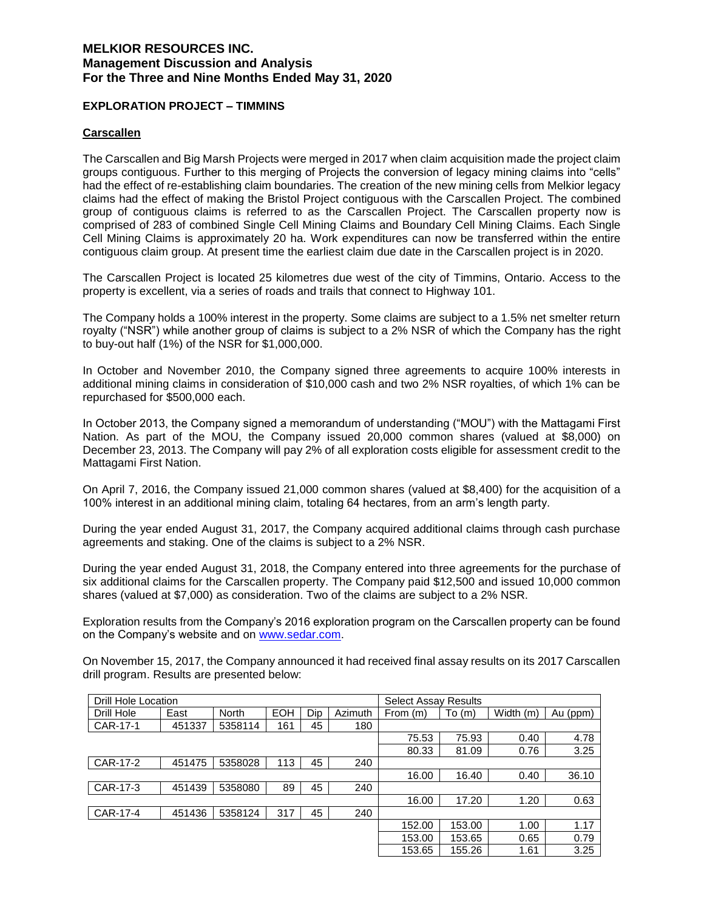# MELKIOR RESOURCES INC.
## Management Discussion and Analysis
## For the Three and Nine Months Ended May 31, 2020

### EXPLORATION PROJECT – TIMMINS

#### Carscallen

The Carscallen and Big Marsh Projects were merged in 2017 when claim acquisition made the project claim groups contiguous. Further to this merging of Projects the conversion of legacy mining claims into "cells" had the effect of re-establishing claim boundaries. The creation of the new mining cells from Melkior legacy claims had the effect of making the Bristol Project contiguous with the Carscallen Project. The combined group of contiguous claims is referred to as the Carscallen Project. The Carscallen property now is comprised of 283 of combined Single Cell Mining Claims and Boundary Cell Mining Claims. Each Single Cell Mining Claims is approximately 20 ha. Work expenditures can now be transferred within the entire contiguous claim group. At present time the earliest claim due date in the Carscallen project is in 2020.

The Carscallen Project is located 25 kilometres due west of the city of Timmins, Ontario. Access to the property is excellent, via a series of roads and trails that connect to Highway 101.

The Company holds a 100% interest in the property. Some claims are subject to a 1.5% net smelter return royalty ("NSR") while another group of claims is subject to a 2% NSR of which the Company has the right to buy-out half (1%) of the NSR for $1,000,000.

In October and November 2010, the Company signed three agreements to acquire 100% interests in additional mining claims in consideration of $10,000 cash and two 2% NSR royalties, of which 1% can be repurchased for $500,000 each.

In October 2013, the Company signed a memorandum of understanding ("MOU") with the Mattagami First Nation. As part of the MOU, the Company issued 20,000 common shares (valued at $8,000) on December 23, 2013. The Company will pay 2% of all exploration costs eligible for assessment credit to the Mattagami First Nation.

On April 7, 2016, the Company issued 21,000 common shares (valued at $8,400) for the acquisition of a 100% interest in an additional mining claim, totaling 64 hectares, from an arm's length party.

During the year ended August 31, 2017, the Company acquired additional claims through cash purchase agreements and staking. One of the claims is subject to a 2% NSR.

During the year ended August 31, 2018, the Company entered into three agreements for the purchase of six additional claims for the Carscallen property. The Company paid $12,500 and issued 10,000 common shares (valued at $7,000) as consideration. Two of the claims are subject to a 2% NSR.

Exploration results from the Company's 2016 exploration program on the Carscallen property can be found on the Company's website and on www.sedar.com.

On November 15, 2017, the Company announced it had received final assay results on its 2017 Carscallen drill program. Results are presented below:

| Drill Hole Location | | | | | | Select Assay Results | | | |
|---|---|---|---|---|---|---|---|---|---|
| Drill Hole | East | North | EOH | Dip | Azimuth | From (m) | To (m) | Width (m) | Au (ppm) |
| CAR-17-1 | 451337 | 5358114 | 161 | 45 | 180 | | | | |
| | | | | | | 75.53 | 75.93 | 0.40 | 4.78 |
| | | | | | | 80.33 | 81.09 | 0.76 | 3.25 |
| CAR-17-2 | 451475 | 5358028 | 113 | 45 | 240 | | | | |
| | | | | | | 16.00 | 16.40 | 0.40 | 36.10 |
| CAR-17-3 | 451439 | 5358080 | 89 | 45 | 240 | | | | |
| | | | | | | 16.00 | 17.20 | 1.20 | 0.63 |
| CAR-17-4 | 451436 | 5358124 | 317 | 45 | 240 | | | | |
| | | | | | | 152.00 | 153.00 | 1.00 | 1.17 |
| | | | | | | 153.00 | 153.65 | 0.65 | 0.79 |
| | | | | | | 153.65 | 155.26 | 1.61 | 3.25 |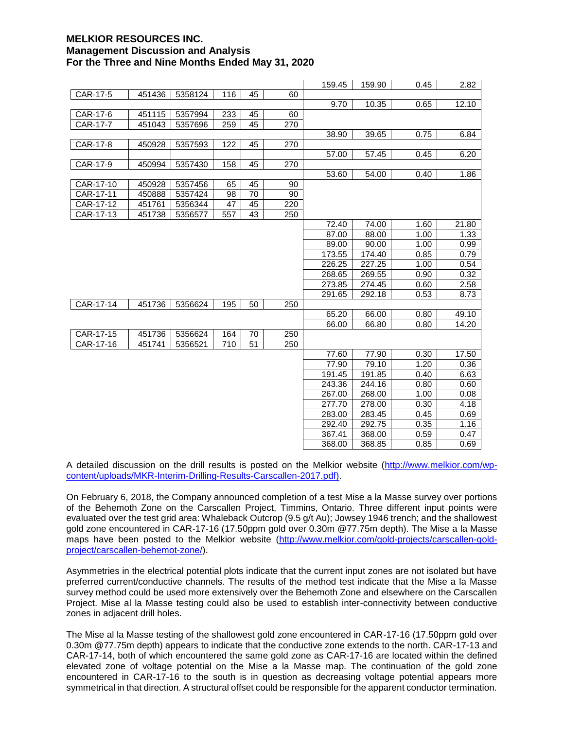| | | | | | | 159.45 | 159.90 | 0.45 | 2.82 |
|---|---|---|---|---|---|---|---|---|---|
| CAR-17-5 | 451436 | 5358124 | 116 | 45 | 60 | | | | |
| | | | | | | 9.70 | 10.35 | 0.65 | 12.10 |
| CAR-17-6 | 451115 | 5357994 | 233 | 45 | 60 | | | | |
| CAR-17-7 | 451043 | 5357696 | 259 | 45 | 270 | | | | |
| | | | | | | 38.90 | 39.65 | 0.75 | 6.84 |
| CAR-17-8 | 450928 | 5357593 | 122 | 45 | 270 | | | | |
| | | | | | | 57.00 | 57.45 | 0.45 | 6.20 |
| CAR-17-9 | 450994 | 5357430 | 158 | 45 | 270 | | | | |
| | | | | | | 53.60 | 54.00 | 0.40 | 1.86 |
| CAR-17-10 | 450928 | 5357456 | 65 | 45 | 90 | | | | |
| CAR-17-11 | 450888 | 5357424 | 98 | 70 | 90 | | | | |
| CAR-17-12 | 451761 | 5356344 | 47 | 45 | 220 | | | | |
| CAR-17-13 | 451738 | 5356577 | 557 | 43 | 250 | | | | |
| | | | | | | 72.40 | 74.00 | 1.60 | 21.80 |
| | | | | | | 87.00 | 88.00 | 1.00 | 1.33 |
| | | | | | | 89.00 | 90.00 | 1.00 | 0.99 |
| | | | | | | 173.55 | 174.40 | 0.85 | 0.79 |
| | | | | | | 226.25 | 227.25 | 1.00 | 0.54 |
| | | | | | | 268.65 | 269.55 | 0.90 | 0.32 |
| | | | | | | 273.85 | 274.45 | 0.60 | 2.58 |
| | | | | | | 291.65 | 292.18 | 0.53 | 8.73 |
| CAR-17-14 | 451736 | 5356624 | 195 | 50 | 250 | | | | |
| | | | | | | 65.20 | 66.00 | 0.80 | 49.10 |
| | | | | | | 66.00 | 66.80 | 0.80 | 14.20 |
| CAR-17-15 | 451736 | 5356624 | 164 | 70 | 250 | | | | |
| CAR-17-16 | 451741 | 5356521 | 710 | 51 | 250 | | | | |
| | | | | | | 77.60 | 77.90 | 0.30 | 17.50 |
| | | | | | | 77.90 | 79.10 | 1.20 | 0.36 |
| | | | | | | 191.45 | 191.85 | 0.40 | 6.63 |
| | | | | | | 243.36 | 244.16 | 0.80 | 0.60 |
| | | | | | | 267.00 | 268.00 | 1.00 | 0.08 |
| | | | | | | 277.70 | 278.00 | 0.30 | 4.18 |
| | | | | | | 283.00 | 283.45 | 0.45 | 0.69 |
| | | | | | | 292.40 | 292.75 | 0.35 | 1.16 |
| | | | | | | 367.41 | 368.00 | 0.59 | 0.47 |
| | | | | | | 368.00 | 368.85 | 0.85 | 0.69 |

A detailed discussion on the drill results is posted on the Melkior website (http://www.melkior.com/wp-content/uploads/MKR-Interim-Drilling-Results-Carscallen-2017.pdf).

On February 6, 2018, the Company announced completion of a test Mise a la Masse survey over portions of the Behemoth Zone on the Carscallen Project, Timmins, Ontario. Three different input points were evaluated over the test grid area: Whaleback Outcrop (9.5 g/t Au); Jowsey 1946 trench; and the shallowest gold zone encountered in CAR-17-16 (17.50ppm gold over 0.30m @77.75m depth). The Mise a la Masse maps have been posted to the Melkior website (http://www.melkior.com/gold-projects/carscallen-gold-project/carscallen-behemot-zone/).

Asymmetries in the electrical potential plots indicate that the current input zones are not isolated but have preferred current/conductive channels. The results of the method test indicate that the Mise a la Masse survey method could be used more extensively over the Behemoth Zone and elsewhere on the Carscallen Project. Mise al la Masse testing could also be used to establish inter-connectivity between conductive zones in adjacent drill holes.

The Mise al la Masse testing of the shallowest gold zone encountered in CAR-17-16 (17.50ppm gold over 0.30m @77.75m depth) appears to indicate that the conductive zone extends to the north. CAR-17-13 and CAR-17-14, both of which encountered the same gold zone as CAR-17-16 are located within the defined elevated zone of voltage potential on the Mise a la Masse map. The continuation of the gold zone encountered in CAR-17-16 to the south is in question as decreasing voltage potential appears more symmetrical in that direction. A structural offset could be responsible for the apparent conductor termination.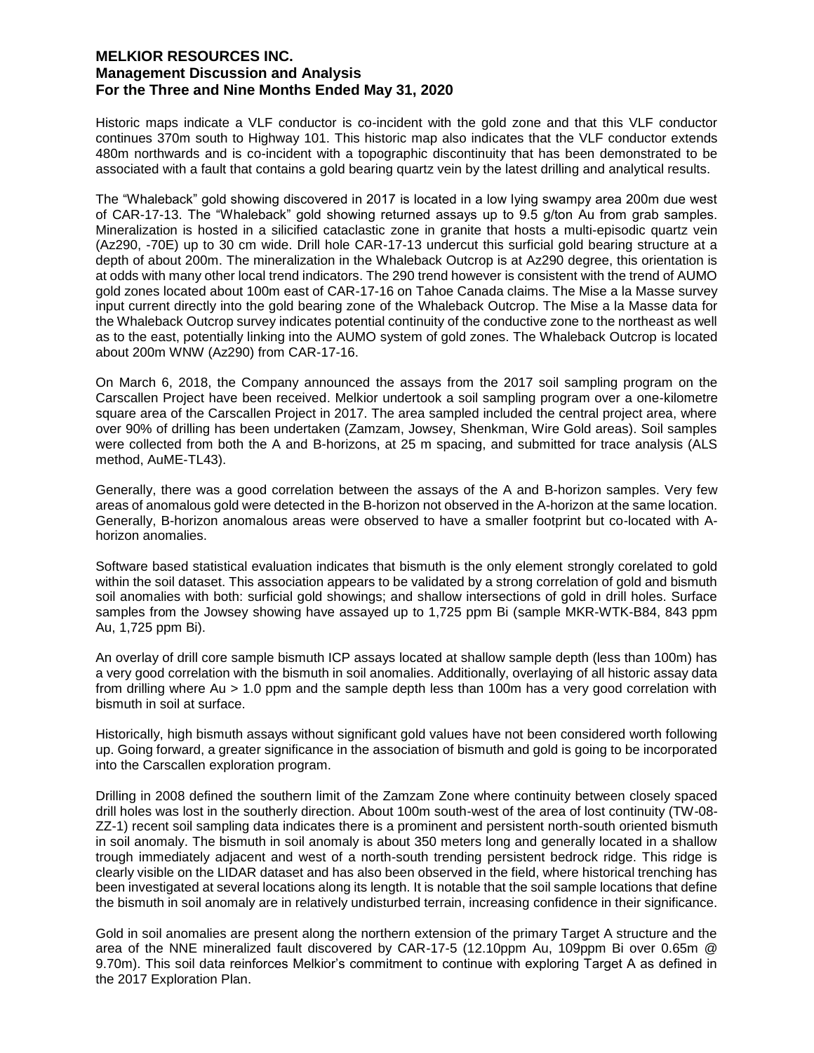Historic maps indicate a VLF conductor is co-incident with the gold zone and that this VLF conductor continues 370m south to Highway 101. This historic map also indicates that the VLF conductor extends 480m northwards and is co-incident with a topographic discontinuity that has been demonstrated to be associated with a fault that contains a gold bearing quartz vein by the latest drilling and analytical results.

The "Whaleback" gold showing discovered in 2017 is located in a low lying swampy area 200m due west of CAR-17-13. The "Whaleback" gold showing returned assays up to 9.5 g/ton Au from grab samples. Mineralization is hosted in a silicified cataclastic zone in granite that hosts a multi-episodic quartz vein (Az290, -70E) up to 30 cm wide. Drill hole CAR-17-13 undercut this surficial gold bearing structure at a depth of about 200m. The mineralization in the Whaleback Outcrop is at Az290 degree, this orientation is at odds with many other local trend indicators. The 290 trend however is consistent with the trend of AUMO gold zones located about 100m east of CAR-17-16 on Tahoe Canada claims. The Mise a la Masse survey input current directly into the gold bearing zone of the Whaleback Outcrop. The Mise a la Masse data for the Whaleback Outcrop survey indicates potential continuity of the conductive zone to the northeast as well as to the east, potentially linking into the AUMO system of gold zones. The Whaleback Outcrop is located about 200m WNW (Az290) from CAR-17-16.

On March 6, 2018, the Company announced the assays from the 2017 soil sampling program on the Carscallen Project have been received. Melkior undertook a soil sampling program over a one-kilometre square area of the Carscallen Project in 2017. The area sampled included the central project area, where over 90% of drilling has been undertaken (Zamzam, Jowsey, Shenkman, Wire Gold areas). Soil samples were collected from both the A and B-horizons, at 25 m spacing, and submitted for trace analysis (ALS method, AuME-TL43).

Generally, there was a good correlation between the assays of the A and B-horizon samples. Very few areas of anomalous gold were detected in the B-horizon not observed in the A-horizon at the same location. Generally, B-horizon anomalous areas were observed to have a smaller footprint but co-located with A-horizon anomalies.

Software based statistical evaluation indicates that bismuth is the only element strongly corelated to gold within the soil dataset. This association appears to be validated by a strong correlation of gold and bismuth soil anomalies with both: surficial gold showings; and shallow intersections of gold in drill holes. Surface samples from the Jowsey showing have assayed up to 1,725 ppm Bi (sample MKR-WTK-B84, 843 ppm Au, 1,725 ppm Bi).

An overlay of drill core sample bismuth ICP assays located at shallow sample depth (less than 100m) has a very good correlation with the bismuth in soil anomalies. Additionally, overlaying of all historic assay data from drilling where Au > 1.0 ppm and the sample depth less than 100m has a very good correlation with bismuth in soil at surface.

Historically, high bismuth assays without significant gold values have not been considered worth following up. Going forward, a greater significance in the association of bismuth and gold is going to be incorporated into the Carscallen exploration program.

Drilling in 2008 defined the southern limit of the Zamzam Zone where continuity between closely spaced drill holes was lost in the southerly direction. About 100m south-west of the area of lost continuity (TW-08-ZZ-1) recent soil sampling data indicates there is a prominent and persistent north-south oriented bismuth in soil anomaly. The bismuth in soil anomaly is about 350 meters long and generally located in a shallow trough immediately adjacent and west of a north-south trending persistent bedrock ridge. This ridge is clearly visible on the LIDAR dataset and has also been observed in the field, where historical trenching has been investigated at several locations along its length. It is notable that the soil sample locations that define the bismuth in soil anomaly are in relatively undisturbed terrain, increasing confidence in their significance.

Gold in soil anomalies are present along the northern extension of the primary Target A structure and the area of the NNE mineralized fault discovered by CAR-17-5 (12.10ppm Au, 109ppm Bi over 0.65m @ 9.70m). This soil data reinforces Melkior's commitment to continue with exploring Target A as defined in the 2017 Exploration Plan.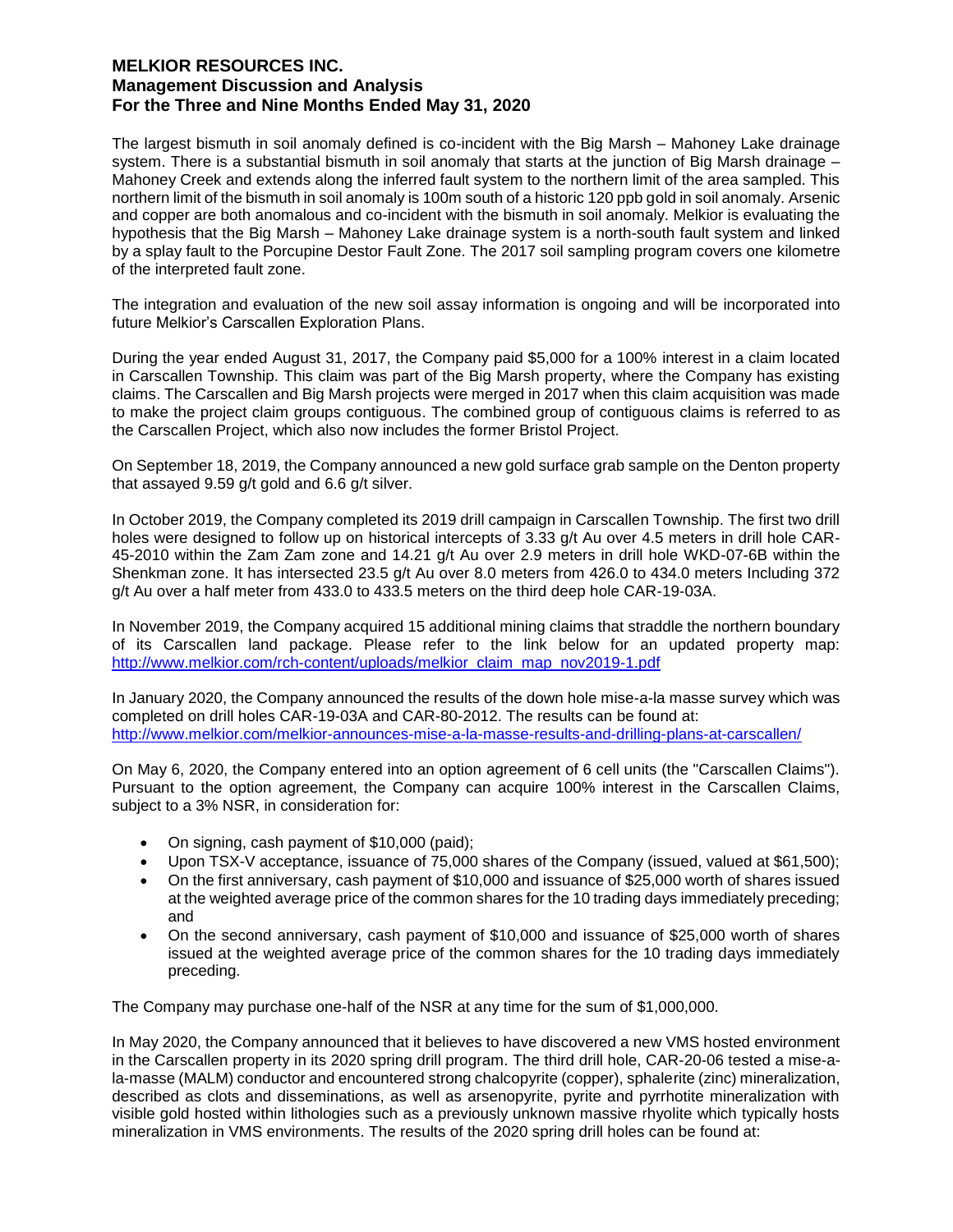The largest bismuth in soil anomaly defined is co-incident with the Big Marsh – Mahoney Lake drainage system. There is a substantial bismuth in soil anomaly that starts at the junction of Big Marsh drainage – Mahoney Creek and extends along the inferred fault system to the northern limit of the area sampled. This northern limit of the bismuth in soil anomaly is 100m south of a historic 120 ppb gold in soil anomaly. Arsenic and copper are both anomalous and co-incident with the bismuth in soil anomaly. Melkior is evaluating the hypothesis that the Big Marsh – Mahoney Lake drainage system is a north-south fault system and linked by a splay fault to the Porcupine Destor Fault Zone. The 2017 soil sampling program covers one kilometre of the interpreted fault zone.

The integration and evaluation of the new soil assay information is ongoing and will be incorporated into future Melkior's Carscallen Exploration Plans.

During the year ended August 31, 2017, the Company paid $5,000 for a 100% interest in a claim located in Carscallen Township. This claim was part of the Big Marsh property, where the Company has existing claims. The Carscallen and Big Marsh projects were merged in 2017 when this claim acquisition was made to make the project claim groups contiguous. The combined group of contiguous claims is referred to as the Carscallen Project, which also now includes the former Bristol Project.

On September 18, 2019, the Company announced a new gold surface grab sample on the Denton property that assayed 9.59 g/t gold and 6.6 g/t silver.

In October 2019, the Company completed its 2019 drill campaign in Carscallen Township. The first two drill holes were designed to follow up on historical intercepts of 3.33 g/t Au over 4.5 meters in drill hole CAR-45-2010 within the Zam Zam zone and 14.21 g/t Au over 2.9 meters in drill hole WKD-07-6B within the Shenkman zone. It has intersected 23.5 g/t Au over 8.0 meters from 426.0 to 434.0 meters Including 372 g/t Au over a half meter from 433.0 to 433.5 meters on the third deep hole CAR-19-03A.

In November 2019, the Company acquired 15 additional mining claims that straddle the northern boundary of its Carscallen land package. Please refer to the link below for an updated property map: http://www.melkior.com/rch-content/uploads/melkior_claim_map_nov2019-1.pdf

In January 2020, the Company announced the results of the down hole mise-a-la masse survey which was completed on drill holes CAR-19-03A and CAR-80-2012. The results can be found at: http://www.melkior.com/melkior-announces-mise-a-la-masse-results-and-drilling-plans-at-carscallen/

On May 6, 2020, the Company entered into an option agreement of 6 cell units (the "Carscallen Claims"). Pursuant to the option agreement, the Company can acquire 100% interest in the Carscallen Claims, subject to a 3% NSR, in consideration for:

- On signing, cash payment of $10,000 (paid);
- Upon TSX-V acceptance, issuance of 75,000 shares of the Company (issued, valued at $61,500);
- On the first anniversary, cash payment of $10,000 and issuance of $25,000 worth of shares issued at the weighted average price of the common shares for the 10 trading days immediately preceding; and
- On the second anniversary, cash payment of $10,000 and issuance of $25,000 worth of shares issued at the weighted average price of the common shares for the 10 trading days immediately preceding.

The Company may purchase one-half of the NSR at any time for the sum of $1,000,000.

In May 2020, the Company announced that it believes to have discovered a new VMS hosted environment in the Carscallen property in its 2020 spring drill program. The third drill hole, CAR-20-06 tested a mise-a-la-masse (MALM) conductor and encountered strong chalcopyrite (copper), sphalerite (zinc) mineralization, described as clots and disseminations, as well as arsenopyrite, pyrite and pyrrhotite mineralization with visible gold hosted within lithologies such as a previously unknown massive rhyolite which typically hosts mineralization in VMS environments. The results of the 2020 spring drill holes can be found at: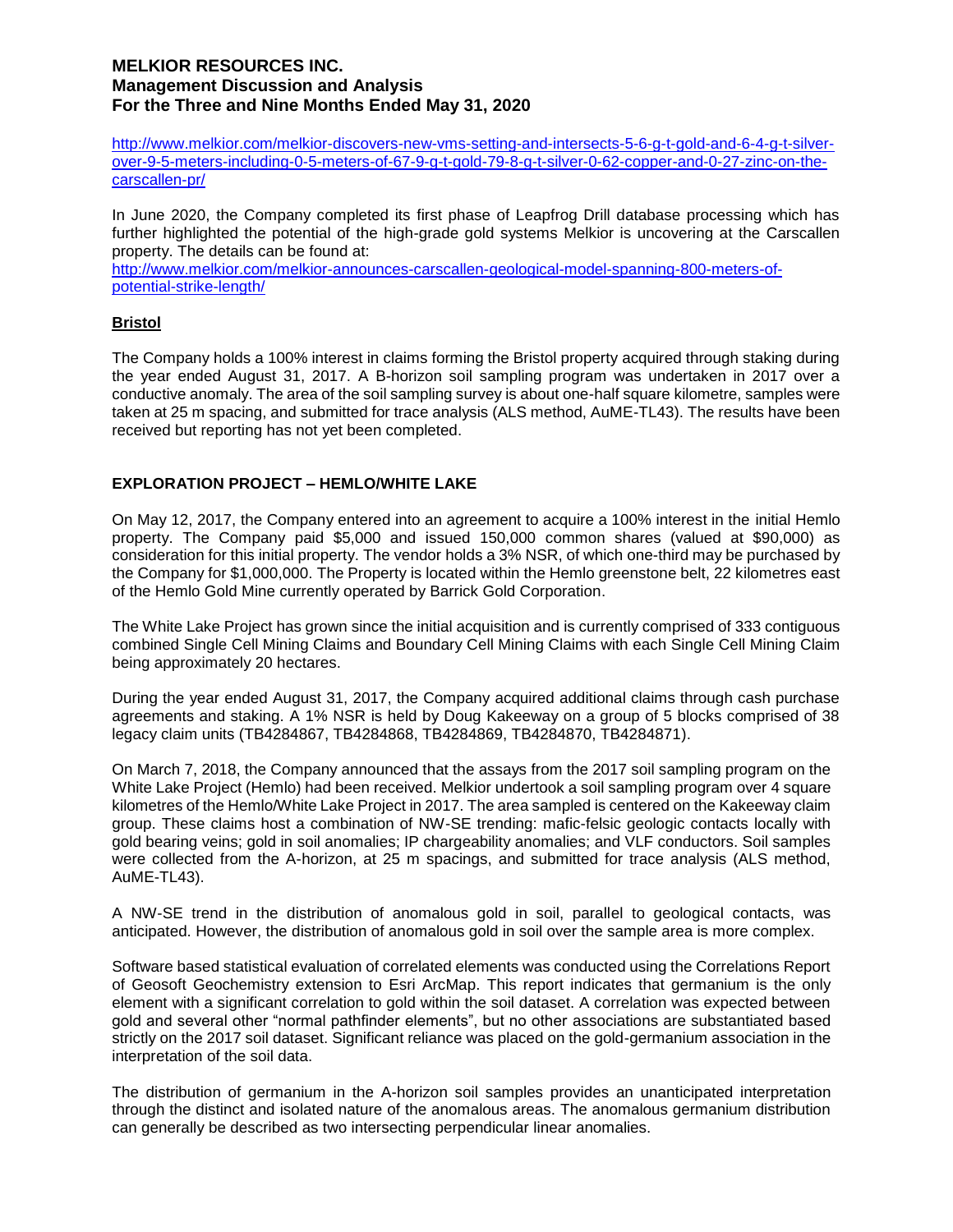http://www.melkior.com/melkior-discovers-new-vms-setting-and-intersects-5-6-g-t-gold-and-6-4-g-t-silver-over-9-5-meters-including-0-5-meters-of-67-9-g-t-gold-79-8-g-t-silver-0-62-copper-and-0-27-zinc-on-the-carscallen-pr/

In June 2020, the Company completed its first phase of Leapfrog Drill database processing which has further highlighted the potential of the high-grade gold systems Melkior is uncovering at the Carscallen property. The details can be found at:
http://www.melkior.com/melkior-announces-carscallen-geological-model-spanning-800-meters-of-potential-strike-length/

**Bristol**

The Company holds a 100% interest in claims forming the Bristol property acquired through staking during the year ended August 31, 2017. A B-horizon soil sampling program was undertaken in 2017 over a conductive anomaly. The area of the soil sampling survey is about one-half square kilometre, samples were taken at 25 m spacing, and submitted for trace analysis (ALS method, AuME-TL43). The results have been received but reporting has not yet been completed.

## EXPLORATION PROJECT – HEMLO/WHITE LAKE

On May 12, 2017, the Company entered into an agreement to acquire a 100% interest in the initial Hemlo property. The Company paid $5,000 and issued 150,000 common shares (valued at $90,000) as consideration for this initial property. The vendor holds a 3% NSR, of which one-third may be purchased by the Company for $1,000,000. The Property is located within the Hemlo greenstone belt, 22 kilometres east of the Hemlo Gold Mine currently operated by Barrick Gold Corporation.

The White Lake Project has grown since the initial acquisition and is currently comprised of 333 contiguous combined Single Cell Mining Claims and Boundary Cell Mining Claims with each Single Cell Mining Claim being approximately 20 hectares.

During the year ended August 31, 2017, the Company acquired additional claims through cash purchase agreements and staking. A 1% NSR is held by Doug Kakeeway on a group of 5 blocks comprised of 38 legacy claim units (TB4284867, TB4284868, TB4284869, TB4284870, TB4284871).

On March 7, 2018, the Company announced that the assays from the 2017 soil sampling program on the White Lake Project (Hemlo) had been received. Melkior undertook a soil sampling program over 4 square kilometres of the Hemlo/White Lake Project in 2017. The area sampled is centered on the Kakeeway claim group. These claims host a combination of NW-SE trending: mafic-felsic geologic contacts locally with gold bearing veins; gold in soil anomalies; IP chargeability anomalies; and VLF conductors. Soil samples were collected from the A-horizon, at 25 m spacings, and submitted for trace analysis (ALS method, AuME-TL43).

A NW-SE trend in the distribution of anomalous gold in soil, parallel to geological contacts, was anticipated. However, the distribution of anomalous gold in soil over the sample area is more complex.

Software based statistical evaluation of correlated elements was conducted using the Correlations Report of Geosoft Geochemistry extension to Esri ArcMap. This report indicates that germanium is the only element with a significant correlation to gold within the soil dataset. A correlation was expected between gold and several other "normal pathfinder elements", but no other associations are substantiated based strictly on the 2017 soil dataset. Significant reliance was placed on the gold-germanium association in the interpretation of the soil data.

The distribution of germanium in the A-horizon soil samples provides an unanticipated interpretation through the distinct and isolated nature of the anomalous areas. The anomalous germanium distribution can generally be described as two intersecting perpendicular linear anomalies.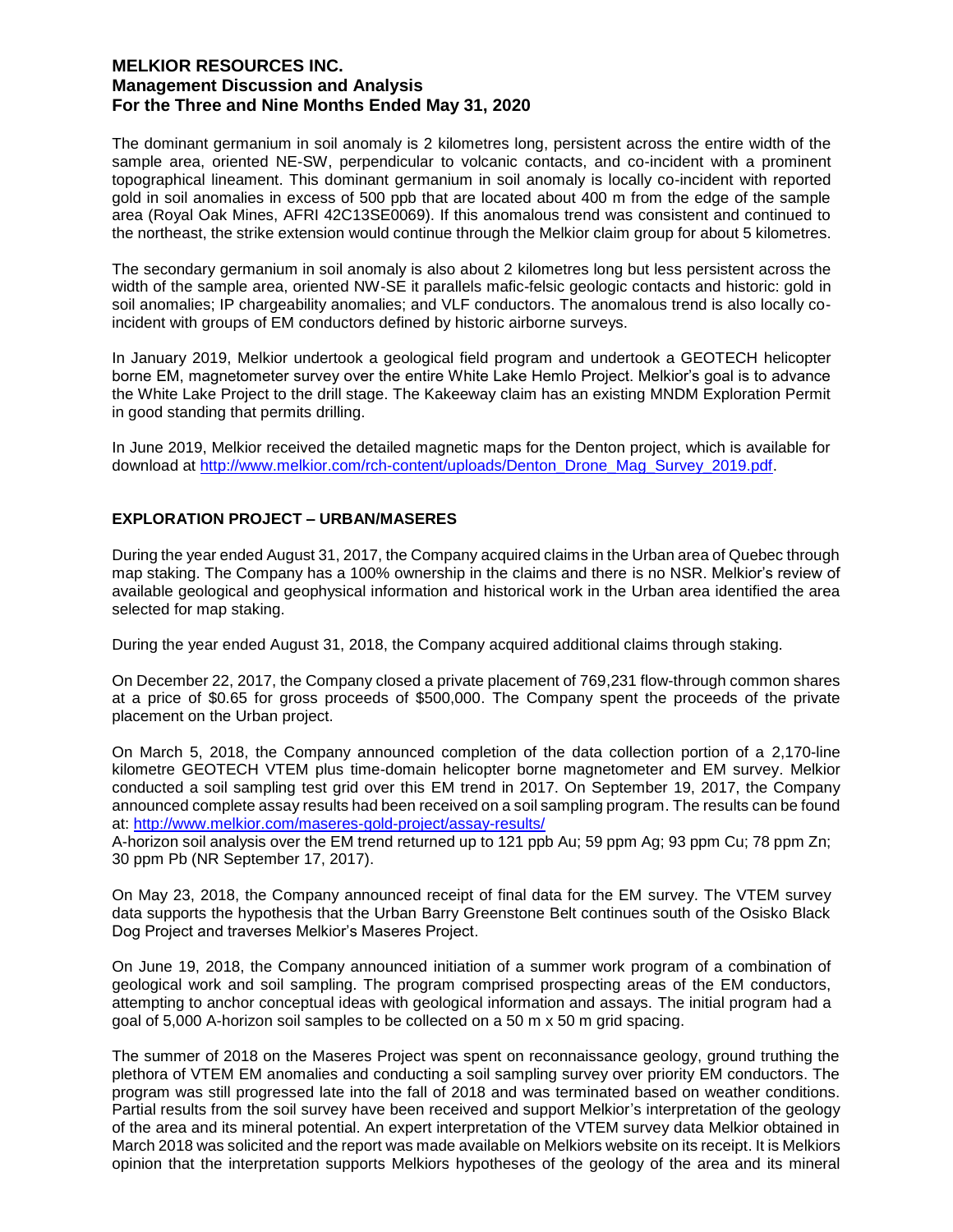The dominant germanium in soil anomaly is 2 kilometres long, persistent across the entire width of the sample area, oriented NE-SW, perpendicular to volcanic contacts, and co-incident with a prominent topographical lineament. This dominant germanium in soil anomaly is locally co-incident with reported gold in soil anomalies in excess of 500 ppb that are located about 400 m from the edge of the sample area (Royal Oak Mines, AFRI 42C13SE0069). If this anomalous trend was consistent and continued to the northeast, the strike extension would continue through the Melkior claim group for about 5 kilometres.

The secondary germanium in soil anomaly is also about 2 kilometres long but less persistent across the width of the sample area, oriented NW-SE it parallels mafic-felsic geologic contacts and historic: gold in soil anomalies; IP chargeability anomalies; and VLF conductors. The anomalous trend is also locally co-incident with groups of EM conductors defined by historic airborne surveys.

In January 2019, Melkior undertook a geological field program and undertook a GEOTECH helicopter borne EM, magnetometer survey over the entire White Lake Hemlo Project. Melkior's goal is to advance the White Lake Project to the drill stage. The Kakeeway claim has an existing MNDM Exploration Permit in good standing that permits drilling.

In June 2019, Melkior received the detailed magnetic maps for the Denton project, which is available for download at http://www.melkior.com/rch-content/uploads/Denton_Drone_Mag_Survey_2019.pdf.

## EXPLORATION PROJECT – URBAN/MASERES

During the year ended August 31, 2017, the Company acquired claims in the Urban area of Quebec through map staking. The Company has a 100% ownership in the claims and there is no NSR. Melkior's review of available geological and geophysical information and historical work in the Urban area identified the area selected for map staking.

During the year ended August 31, 2018, the Company acquired additional claims through staking.

On December 22, 2017, the Company closed a private placement of 769,231 flow-through common shares at a price of $0.65 for gross proceeds of $500,000. The Company spent the proceeds of the private placement on the Urban project.

On March 5, 2018, the Company announced completion of the data collection portion of a 2,170-line kilometre GEOTECH VTEM plus time-domain helicopter borne magnetometer and EM survey. Melkior conducted a soil sampling test grid over this EM trend in 2017. On September 19, 2017, the Company announced complete assay results had been received on a soil sampling program. The results can be found at: http://www.melkior.com/maseres-gold-project/assay-results/
A-horizon soil analysis over the EM trend returned up to 121 ppb Au; 59 ppm Ag; 93 ppm Cu; 78 ppm Zn; 30 ppm Pb (NR September 17, 2017).

On May 23, 2018, the Company announced receipt of final data for the EM survey. The VTEM survey data supports the hypothesis that the Urban Barry Greenstone Belt continues south of the Osisko Black Dog Project and traverses Melkior's Maseres Project.

On June 19, 2018, the Company announced initiation of a summer work program of a combination of geological work and soil sampling. The program comprised prospecting areas of the EM conductors, attempting to anchor conceptual ideas with geological information and assays. The initial program had a goal of 5,000 A-horizon soil samples to be collected on a 50 m x 50 m grid spacing.

The summer of 2018 on the Maseres Project was spent on reconnaissance geology, ground truthing the plethora of VTEM EM anomalies and conducting a soil sampling survey over priority EM conductors. The program was still progressed late into the fall of 2018 and was terminated based on weather conditions. Partial results from the soil survey have been received and support Melkior's interpretation of the geology of the area and its mineral potential. An expert interpretation of the VTEM survey data Melkior obtained in March 2018 was solicited and the report was made available on Melkiors website on its receipt. It is Melkiors opinion that the interpretation supports Melkiors hypotheses of the geology of the area and its mineral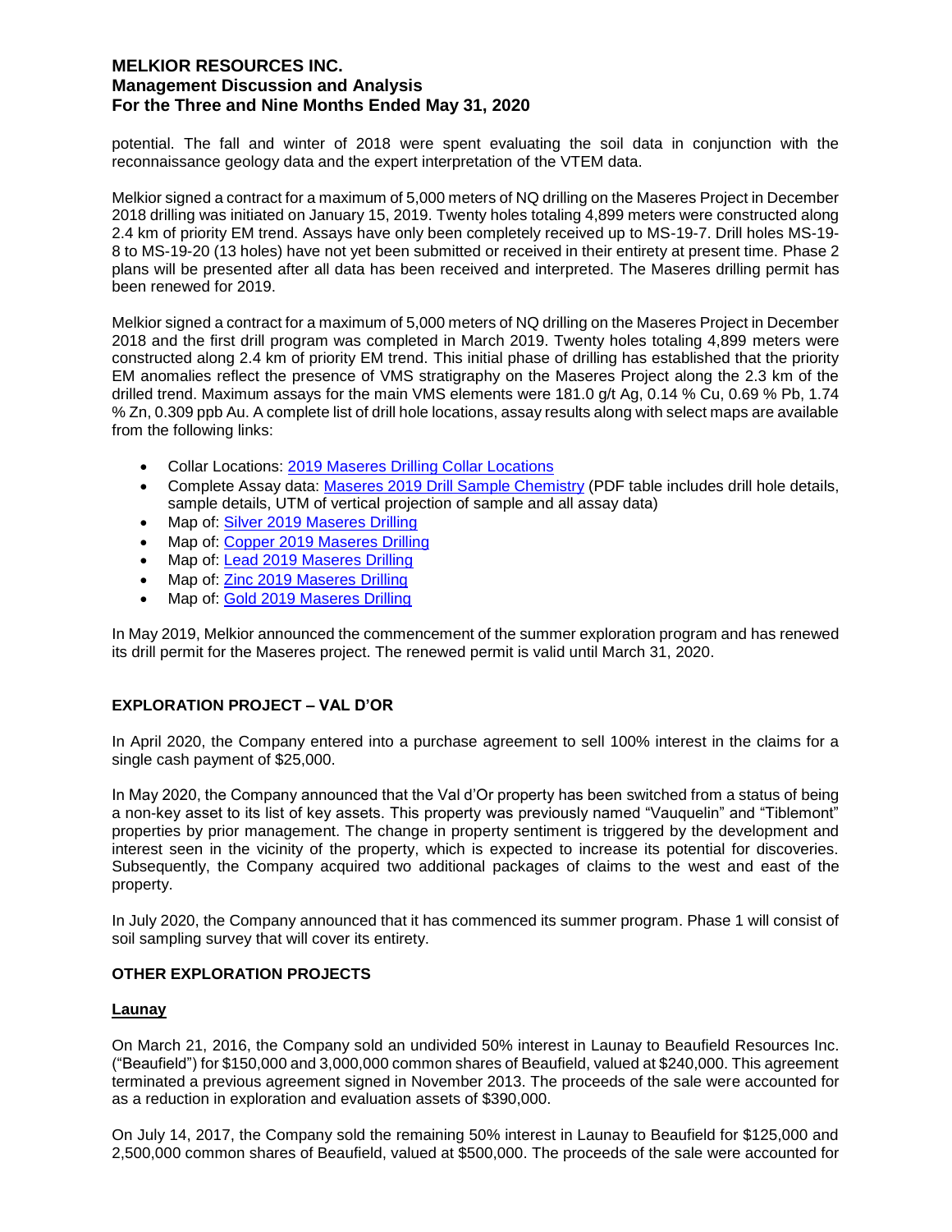potential. The fall and winter of 2018 were spent evaluating the soil data in conjunction with the reconnaissance geology data and the expert interpretation of the VTEM data.

Melkior signed a contract for a maximum of 5,000 meters of NQ drilling on the Maseres Project in December 2018 drilling was initiated on January 15, 2019. Twenty holes totaling 4,899 meters were constructed along 2.4 km of priority EM trend. Assays have only been completely received up to MS-19-7. Drill holes MS-19-8 to MS-19-20 (13 holes) have not yet been submitted or received in their entirety at present time. Phase 2 plans will be presented after all data has been received and interpreted. The Maseres drilling permit has been renewed for 2019.

Melkior signed a contract for a maximum of 5,000 meters of NQ drilling on the Maseres Project in December 2018 and the first drill program was completed in March 2019. Twenty holes totaling 4,899 meters were constructed along 2.4 km of priority EM trend. This initial phase of drilling has established that the priority EM anomalies reflect the presence of VMS stratigraphy on the Maseres Project along the 2.3 km of the drilled trend. Maximum assays for the main VMS elements were 181.0 g/t Ag, 0.14 % Cu, 0.69 % Pb, 1.74 % Zn, 0.309 ppb Au. A complete list of drill hole locations, assay results along with select maps are available from the following links:

- Collar Locations: 2019 Maseres Drilling Collar Locations
- Complete Assay data: Maseres 2019 Drill Sample Chemistry (PDF table includes drill hole details, sample details, UTM of vertical projection of sample and all assay data)
- Map of: Silver 2019 Maseres Drilling
- Map of: Copper 2019 Maseres Drilling
- Map of: Lead 2019 Maseres Drilling
- Map of: Zinc 2019 Maseres Drilling
- Map of: Gold 2019 Maseres Drilling

In May 2019, Melkior announced the commencement of the summer exploration program and has renewed its drill permit for the Maseres project. The renewed permit is valid until March 31, 2020.

## EXPLORATION PROJECT – VAL D'OR

In April 2020, the Company entered into a purchase agreement to sell 100% interest in the claims for a single cash payment of $25,000.

In May 2020, the Company announced that the Val d'Or property has been switched from a status of being a non-key asset to its list of key assets. This property was previously named "Vauquelin" and "Tiblemont" properties by prior management. The change in property sentiment is triggered by the development and interest seen in the vicinity of the property, which is expected to increase its potential for discoveries. Subsequently, the Company acquired two additional packages of claims to the west and east of the property.

In July 2020, the Company announced that it has commenced its summer program. Phase 1 will consist of soil sampling survey that will cover its entirety.

## OTHER EXPLORATION PROJECTS

### Launay

On March 21, 2016, the Company sold an undivided 50% interest in Launay to Beaufield Resources Inc. ("Beaufield") for $150,000 and 3,000,000 common shares of Beaufield, valued at $240,000. This agreement terminated a previous agreement signed in November 2013. The proceeds of the sale were accounted for as a reduction in exploration and evaluation assets of $390,000.

On July 14, 2017, the Company sold the remaining 50% interest in Launay to Beaufield for $125,000 and 2,500,000 common shares of Beaufield, valued at $500,000. The proceeds of the sale were accounted for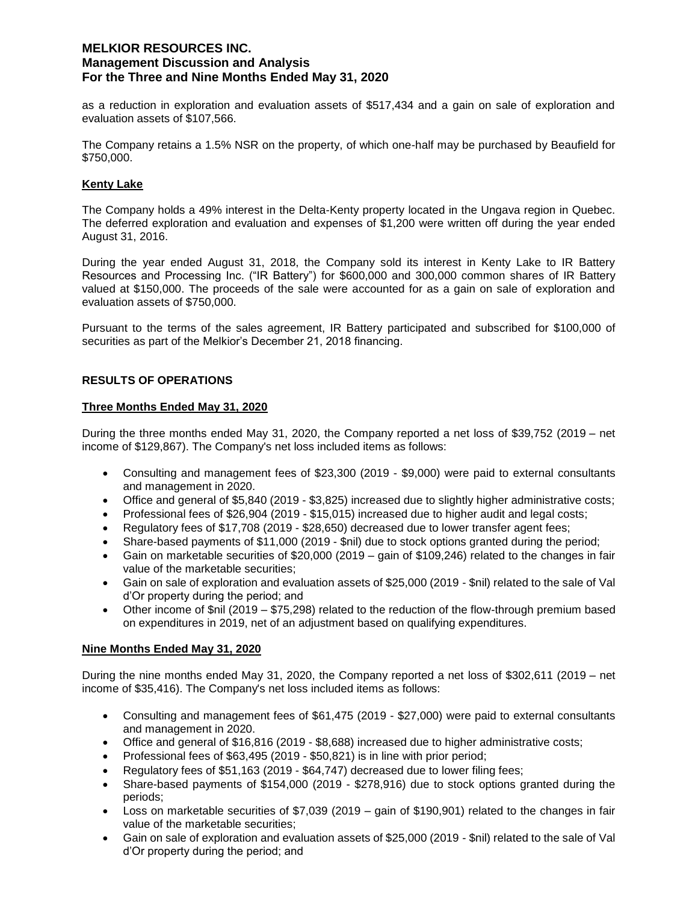as a reduction in exploration and evaluation assets of $517,434 and a gain on sale of exploration and evaluation assets of $107,566.

The Company retains a 1.5% NSR on the property, of which one-half may be purchased by Beaufield for $750,000.

**Kenty Lake**

The Company holds a 49% interest in the Delta-Kenty property located in the Ungava region in Quebec. The deferred exploration and evaluation and expenses of $1,200 were written off during the year ended August 31, 2016.

During the year ended August 31, 2018, the Company sold its interest in Kenty Lake to IR Battery Resources and Processing Inc. ("IR Battery") for $600,000 and 300,000 common shares of IR Battery valued at $150,000. The proceeds of the sale were accounted for as a gain on sale of exploration and evaluation assets of $750,000.

Pursuant to the terms of the sales agreement, IR Battery participated and subscribed for $100,000 of securities as part of the Melkior's December 21, 2018 financing.

## RESULTS OF OPERATIONS

**Three Months Ended May 31, 2020**

During the three months ended May 31, 2020, the Company reported a net loss of $39,752 (2019 – net income of $129,867). The Company's net loss included items as follows:

- Consulting and management fees of $23,300 (2019 - $9,000) were paid to external consultants and management in 2020.
- Office and general of $5,840 (2019 - $3,825) increased due to slightly higher administrative costs;
- Professional fees of $26,904 (2019 - $15,015) increased due to higher audit and legal costs;
- Regulatory fees of $17,708 (2019 - $28,650) decreased due to lower transfer agent fees;
- Share-based payments of $11,000 (2019 - $nil) due to stock options granted during the period;
- Gain on marketable securities of $20,000 (2019 – gain of $109,246) related to the changes in fair value of the marketable securities;
- Gain on sale of exploration and evaluation assets of $25,000 (2019 - $nil) related to the sale of Val d'Or property during the period; and
- Other income of $nil (2019 – $75,298) related to the reduction of the flow-through premium based on expenditures in 2019, net of an adjustment based on qualifying expenditures.

**Nine Months Ended May 31, 2020**

During the nine months ended May 31, 2020, the Company reported a net loss of $302,611 (2019 – net income of $35,416). The Company's net loss included items as follows:

- Consulting and management fees of $61,475 (2019 - $27,000) were paid to external consultants and management in 2020.
- Office and general of $16,816 (2019 - $8,688) increased due to higher administrative costs;
- Professional fees of $63,495 (2019 - $50,821) is in line with prior period;
- Regulatory fees of $51,163 (2019 - $64,747) decreased due to lower filing fees;
- Share-based payments of $154,000 (2019 - $278,916) due to stock options granted during the periods;
- Loss on marketable securities of $7,039 (2019 – gain of $190,901) related to the changes in fair value of the marketable securities;
- Gain on sale of exploration and evaluation assets of $25,000 (2019 - $nil) related to the sale of Val d'Or property during the period; and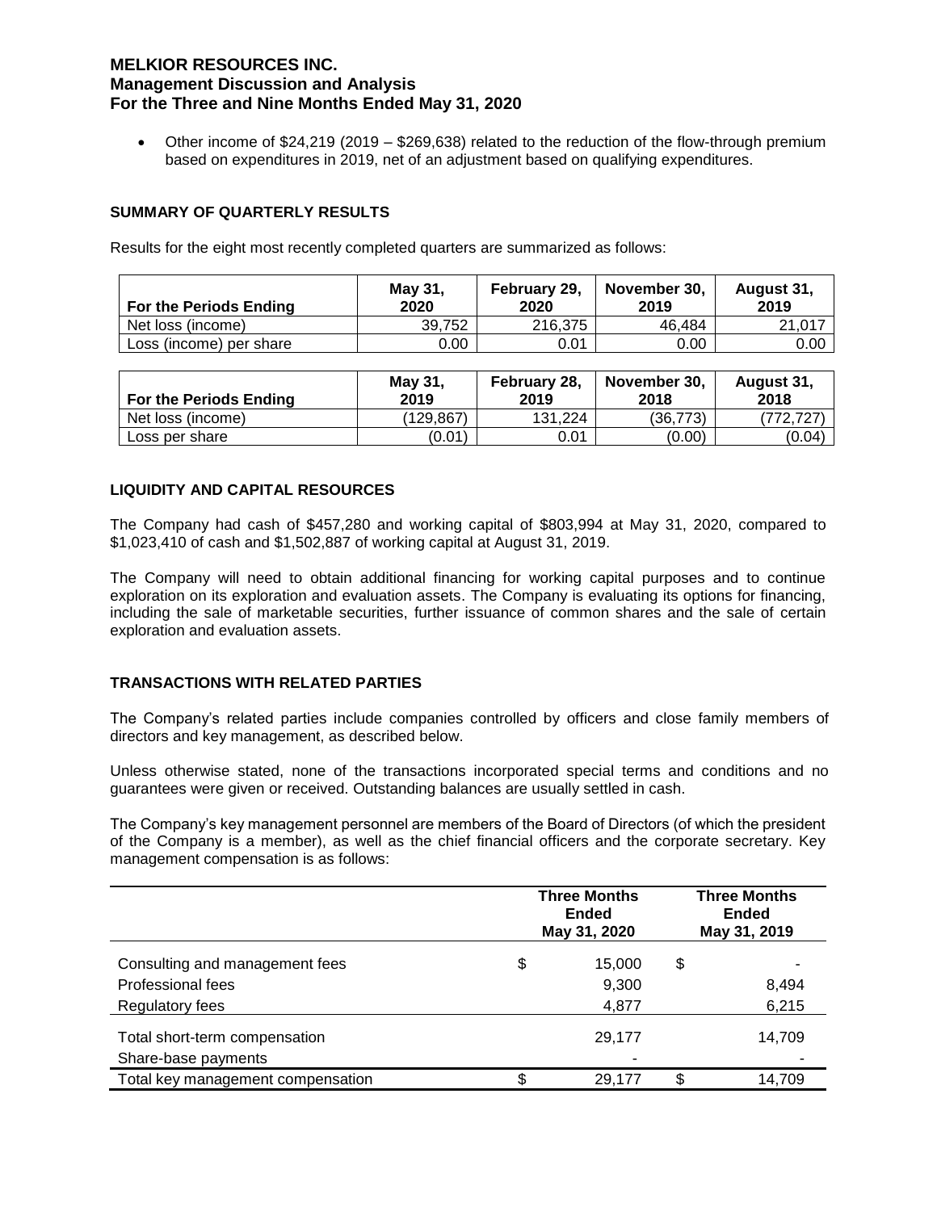- Other income of $24,219 (2019 – $269,638) related to the reduction of the flow-through premium based on expenditures in 2019, net of an adjustment based on qualifying expenditures.

## SUMMARY OF QUARTERLY RESULTS

Results for the eight most recently completed quarters are summarized as follows:

| For the Periods Ending | May 31, 2020 | February 29, 2020 | November 30, 2019 | August 31, 2019 |
|---|---|---|---|---|
| Net loss (income) | 39,752 | 216,375 | 46,484 | 21,017 |
| Loss (income) per share | 0.00 | 0.01 | 0.00 | 0.00 |

| For the Periods Ending | May 31, 2019 | February 28, 2019 | November 30, 2018 | August 31, 2018 |
|---|---|---|---|---|
| Net loss (income) | (129,867) | 131,224 | (36,773) | (772,727) |
| Loss per share | (0.01) | 0.01 | (0.00) | (0.04) |

## LIQUIDITY AND CAPITAL RESOURCES

The Company had cash of $457,280 and working capital of $803,994 at May 31, 2020, compared to $1,023,410 of cash and $1,502,887 of working capital at August 31, 2019.

The Company will need to obtain additional financing for working capital purposes and to continue exploration on its exploration and evaluation assets. The Company is evaluating its options for financing, including the sale of marketable securities, further issuance of common shares and the sale of certain exploration and evaluation assets.

## TRANSACTIONS WITH RELATED PARTIES

The Company's related parties include companies controlled by officers and close family members of directors and key management, as described below.

Unless otherwise stated, none of the transactions incorporated special terms and conditions and no guarantees were given or received. Outstanding balances are usually settled in cash.

The Company's key management personnel are members of the Board of Directors (of which the president of the Company is a member), as well as the chief financial officers and the corporate secretary. Key management compensation is as follows:

| | Three Months Ended May 31, 2020 | Three Months Ended May 31, 2019 |
|---|---|---|
| Consulting and management fees | $ 15,000 | $ - |
| Professional fees | 9,300 | 8,494 |
| Regulatory fees | 4,877 | 6,215 |
| Total short-term compensation | 29,177 | 14,709 |
| Share-base payments | - | - |
| Total key management compensation | $ 29,177 | $ 14,709 |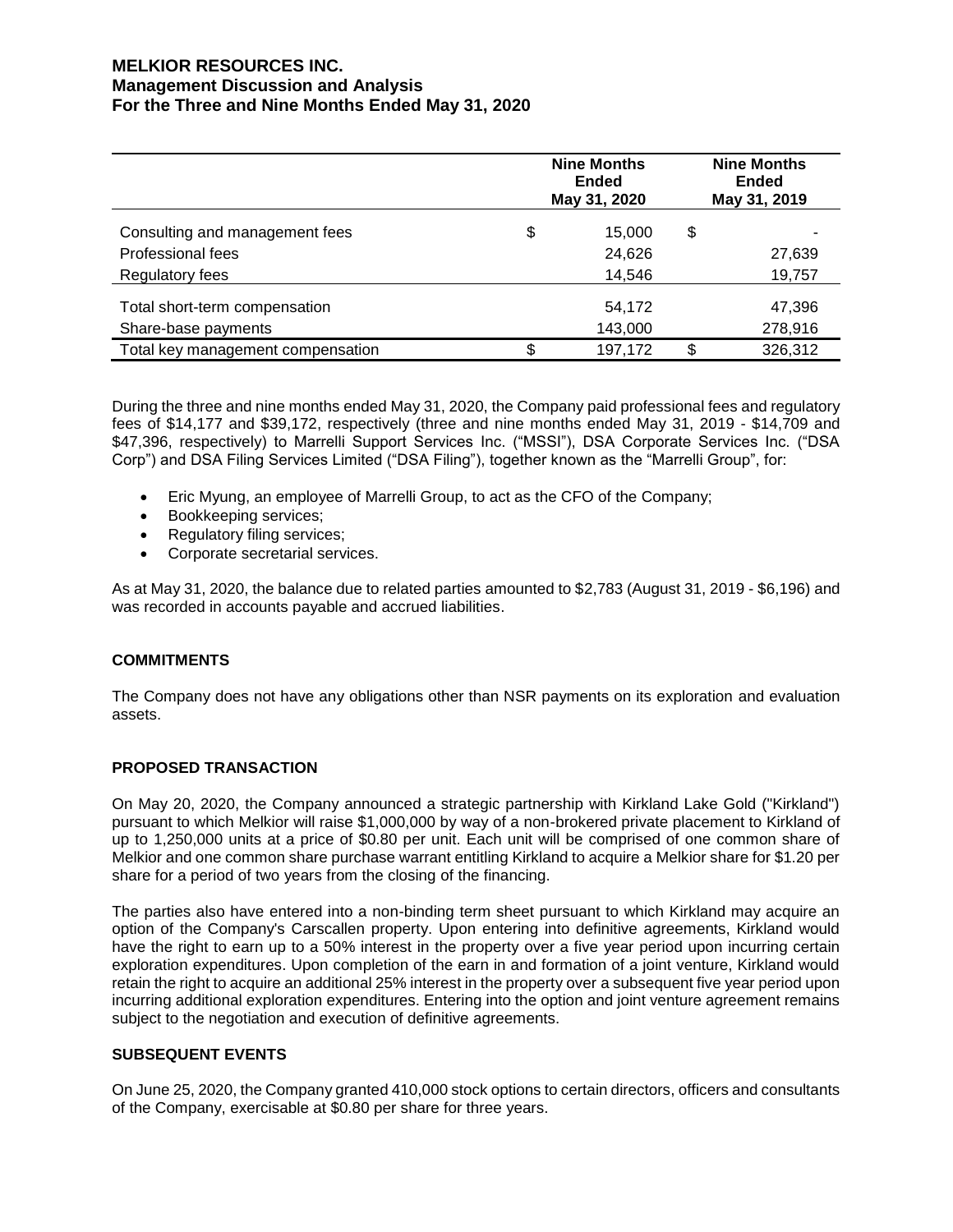| | Nine Months Ended May 31, 2020 | | Nine Months Ended May 31, 2019 | |
|---|---|---|---|---|
| Consulting and management fees | $ | 15,000 | $ | - |
| Professional fees | | 24,626 | | 27,639 |
| Regulatory fees | | 14,546 | | 19,757 |
| Total short-term compensation | | 54,172 | | 47,396 |
| Share-base payments | | 143,000 | | 278,916 |
| Total key management compensation | $ | 197,172 | $ | 326,312 |

During the three and nine months ended May 31, 2020, the Company paid professional fees and regulatory fees of $14,177 and $39,172, respectively (three and nine months ended May 31, 2019 - $14,709 and $47,396, respectively) to Marrelli Support Services Inc. ("MSSI"), DSA Corporate Services Inc. ("DSA Corp") and DSA Filing Services Limited ("DSA Filing"), together known as the "Marrelli Group", for:

- Eric Myung, an employee of Marrelli Group, to act as the CFO of the Company;
- Bookkeeping services;
- Regulatory filing services;
- Corporate secretarial services.

As at May 31, 2020, the balance due to related parties amounted to $2,783 (August 31, 2019 - $6,196) and was recorded in accounts payable and accrued liabilities.

## COMMITMENTS

The Company does not have any obligations other than NSR payments on its exploration and evaluation assets.

## PROPOSED TRANSACTION

On May 20, 2020, the Company announced a strategic partnership with Kirkland Lake Gold ("Kirkland") pursuant to which Melkior will raise $1,000,000 by way of a non-brokered private placement to Kirkland of up to 1,250,000 units at a price of $0.80 per unit. Each unit will be comprised of one common share of Melkior and one common share purchase warrant entitling Kirkland to acquire a Melkior share for $1.20 per share for a period of two years from the closing of the financing.

The parties also have entered into a non-binding term sheet pursuant to which Kirkland may acquire an option of the Company's Carscallen property. Upon entering into definitive agreements, Kirkland would have the right to earn up to a 50% interest in the property over a five year period upon incurring certain exploration expenditures. Upon completion of the earn in and formation of a joint venture, Kirkland would retain the right to acquire an additional 25% interest in the property over a subsequent five year period upon incurring additional exploration expenditures. Entering into the option and joint venture agreement remains subject to the negotiation and execution of definitive agreements.

## SUBSEQUENT EVENTS

On June 25, 2020, the Company granted 410,000 stock options to certain directors, officers and consultants of the Company, exercisable at $0.80 per share for three years.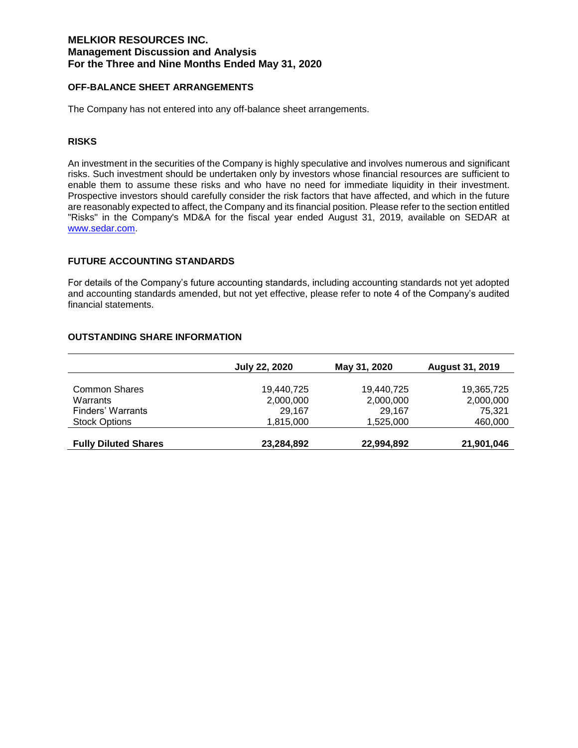## OFF-BALANCE SHEET ARRANGEMENTS

The Company has not entered into any off-balance sheet arrangements.

## RISKS

An investment in the securities of the Company is highly speculative and involves numerous and significant risks. Such investment should be undertaken only by investors whose financial resources are sufficient to enable them to assume these risks and who have no need for immediate liquidity in their investment. Prospective investors should carefully consider the risk factors that have affected, and which in the future are reasonably expected to affect, the Company and its financial position. Please refer to the section entitled "Risks" in the Company's MD&A for the fiscal year ended August 31, 2019, available on SEDAR at www.sedar.com.

## FUTURE ACCOUNTING STANDARDS

For details of the Company's future accounting standards, including accounting standards not yet adopted and accounting standards amended, but not yet effective, please refer to note 4 of the Company's audited financial statements.

## OUTSTANDING SHARE INFORMATION

| | July 22, 2020 | May 31, 2020 | August 31, 2019 |
|---|---|---|---|
| Common Shares | 19,440,725 | 19,440,725 | 19,365,725 |
| Warrants | 2,000,000 | 2,000,000 | 2,000,000 |
| Finders' Warrants | 29,167 | 29,167 | 75,321 |
| Stock Options | 1,815,000 | 1,525,000 | 460,000 |
| **Fully Diluted Shares** | **23,284,892** | **22,994,892** | **21,901,046** |